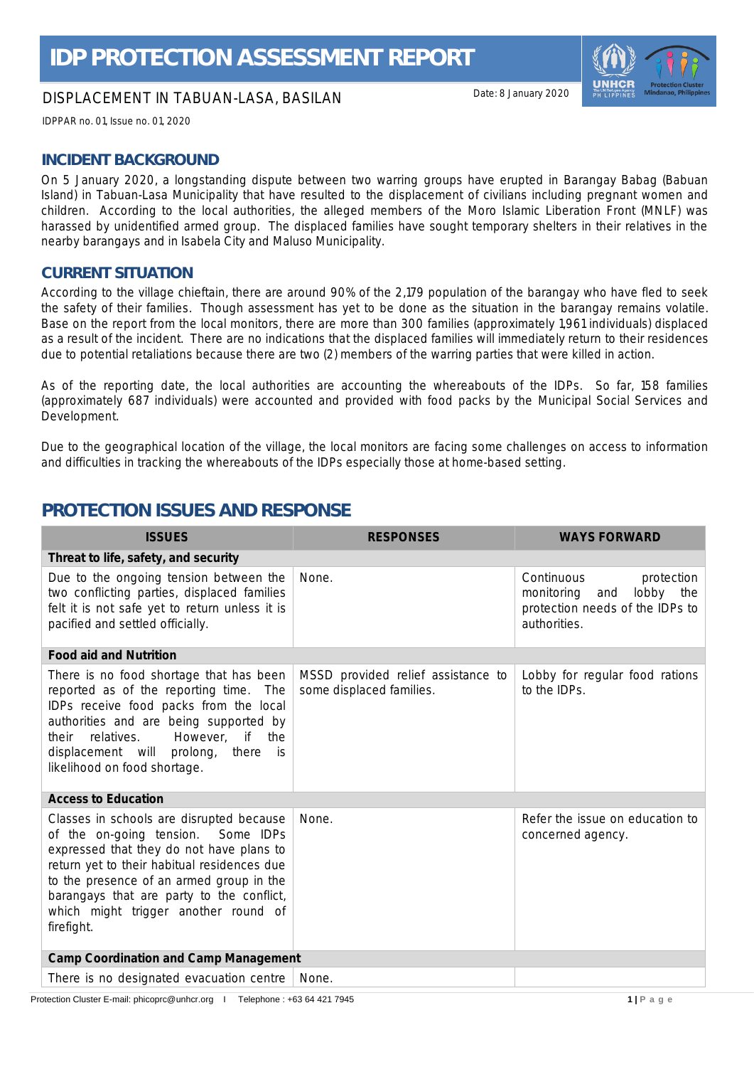# IDP PROTECTION ASSESSMENT REPORT

DISPLACEMENT IN TABUAN-LASA, BASILAN

Date: 8 January 2020

IDPPAR no. 01, Issue no. 01, 2020

## INCIDENT BACKGROUND

On 5 January 2020, a longstanding dispute between two warring groups have erupted in Barangay Babag (Babuan Island) in Tabuan-Lasa Municipality that have resulted to the displacement of civilians including pregnant women and children. According to the local authorities, the alleged members of the Moro Islamic Liberation Front (MNLF) was harassed by unidentified armed group. The displaced families have sought temporary shelters in their relatives in the nearby barangays and in Isabela City and Maluso Municipality.

## CURRENT SITUATION

According to the village chieftain, there are around 90% of the 2,179 population of the barangay who have fled to seek the safety of their families. Though assessment has yet to be done as the situation in the barangay remains volatile. Base on the report from the local monitors, there are more than 300 families (approximately 1,961 individuals) displaced as a result of the incident. There are no indications that the displaced families will immediately return to their residences due to potential retaliations because there are two (2) members of the warring parties that were killed in action.

As of the reporting date, the local authorities are accounting the whereabouts of the IDPs. So far, 158 families (approximately 687 individuals) were accounted and provided with food packs by the Municipal Social Services and Development.

Due to the geographical location of the village, the local monitors are facing some challenges on access to information and difficulties in tracking the whereabouts of the IDPs especially those at home-based setting.

# PROTECTION ISSUES AND RESPONSE

| ISSUES | RESPONSES | WAYS FORWARD |
|---|---|---|
| **Threat to life, safety, and security** | | |
| Due to the ongoing tension between the two conflicting parties, displaced families felt it is not safe yet to return unless it is pacified and settled officially. | None. | Continuous protection monitoring and lobby the protection needs of the IDPs to authorities. |
| **Food aid and Nutrition** | | |
| There is no food shortage that has been reported as of the reporting time. The IDPs receive food packs from the local authorities and are being supported by their relatives. However, if the displacement will prolong, there is likelihood on food shortage. | MSSD provided relief assistance to some displaced families. | Lobby for regular food rations to the IDPs. |
| **Access to Education** | | |
| Classes in schools are disrupted because of the on-going tension. Some IDPs expressed that they do not have plans to return yet to their habitual residences due to the presence of an armed group in the barangays that are party to the conflict, which might trigger another round of firefight. | None. | Refer the issue on education to concerned agency. |
| **Camp Coordination and Camp Management** | | |
| There is no designated evacuation centre | None. | |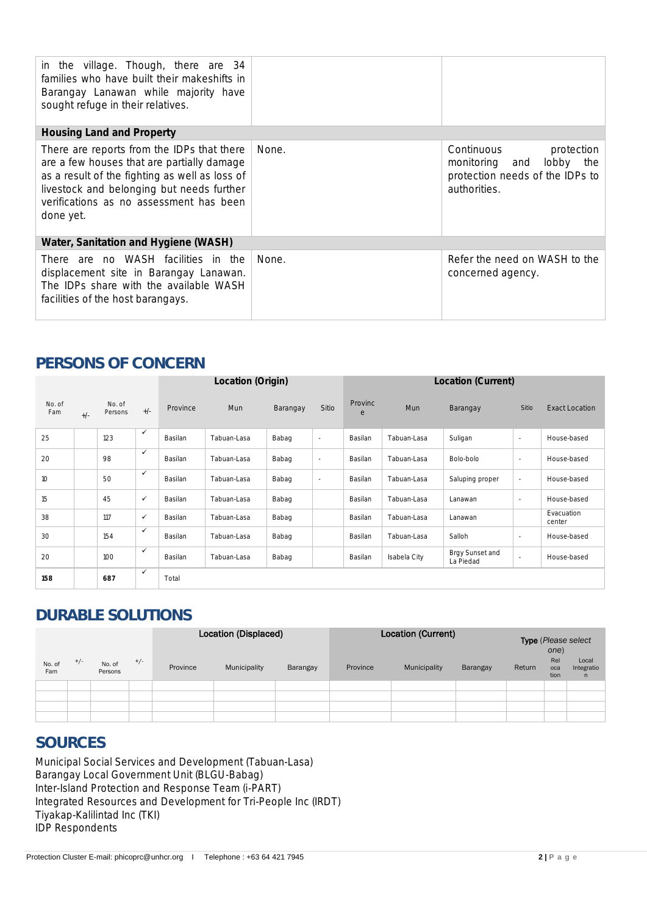| | | |
|---|---|---|
| in the village. Though, there are 34 families who have built their makeshifts in Barangay Lanawan while majority have sought refuge in their relatives. | | |
| **Housing Land and Property** | | |
| There are reports from the IDPs that there are a few houses that are partially damage as a result of the fighting as well as loss of livestock and belonging but needs further verifications as no assessment has been done yet. | None. | Continuous protection monitoring and lobby the protection needs of the IDPs to authorities. |
| **Water, Sanitation and Hygiene (WASH)** | | |
| There are no WASH facilities in the displacement site in Barangay Lanawan. The IDPs share with the available WASH facilities of the host barangays. | None. | Refer the need on WASH to the concerned agency. |

## PERSONS OF CONCERN

| | | | | Location (Origin) | | | | Location (Current) | | | | |
|---|---|---|---|---|---|---|---|---|---|---|---|---|
| No. of Fam | +/- | No. of Persons | +/- | Province | Mun | Barangay | Sitio | Province | Mun | Barangay | Sitio | Exact Location |
| 25 | | 123 | ✓ | Basilan | Tabuan-Lasa | Babag | - | Basilan | Tabuan-Lasa | Suligan | - | House-based |
| 20 | | 98 | ✓ | Basilan | Tabuan-Lasa | Babag | - | Basilan | Tabuan-Lasa | Bolo-bolo | - | House-based |
| 10 | | 50 | ✓ | Basilan | Tabuan-Lasa | Babag | - | Basilan | Tabuan-Lasa | Saluping proper | - | House-based |
| 15 | | 45 | ✓ | Basilan | Tabuan-Lasa | Babag | | Basilan | Tabuan-Lasa | Lanawan | - | House-based |
| 38 | | 117 | ✓ | Basilan | Tabuan-Lasa | Babag | | Basilan | Tabuan-Lasa | Lanawan | | Evacuation center |
| 30 | | 154 | ✓ | Basilan | Tabuan-Lasa | Babag | | Basilan | Tabuan-Lasa | Salloh | - | House-based |
| 20 | | 100 | ✓ | Basilan | Tabuan-Lasa | Babag | | Basilan | Isabela City | Brgy Sunset and La Piedad | - | House-based |
| **158** | | **687** | ✓ | Total | | | | | | | | |

## DURABLE SOLUTIONS

| | | | | Location (Displaced) | | | Location (Current) | | | Type (Please select one) | | |
|---|---|---|---|---|---|---|---|---|---|---|---|---|
| No. of Fam | +/- | No. of Persons | +/- | Province | Municipality | Barangay | Province | Municipality | Barangay | Return | Relocation | Local Integration |
| | | | | | | | | | | | | |
| | | | | | | | | | | | | |
| | | | | | | | | | | | | |
| | | | | | | | | | | | | |

## SOURCES

Municipal Social Services and Development (Tabuan-Lasa)
Barangay Local Government Unit (BLGU-Babag)
Inter-Island Protection and Response Team (i-PART)
Integrated Resources and Development for Tri-People Inc (IRDT)
Tiyakap-Kalilintad Inc (TKI)
IDP Respondents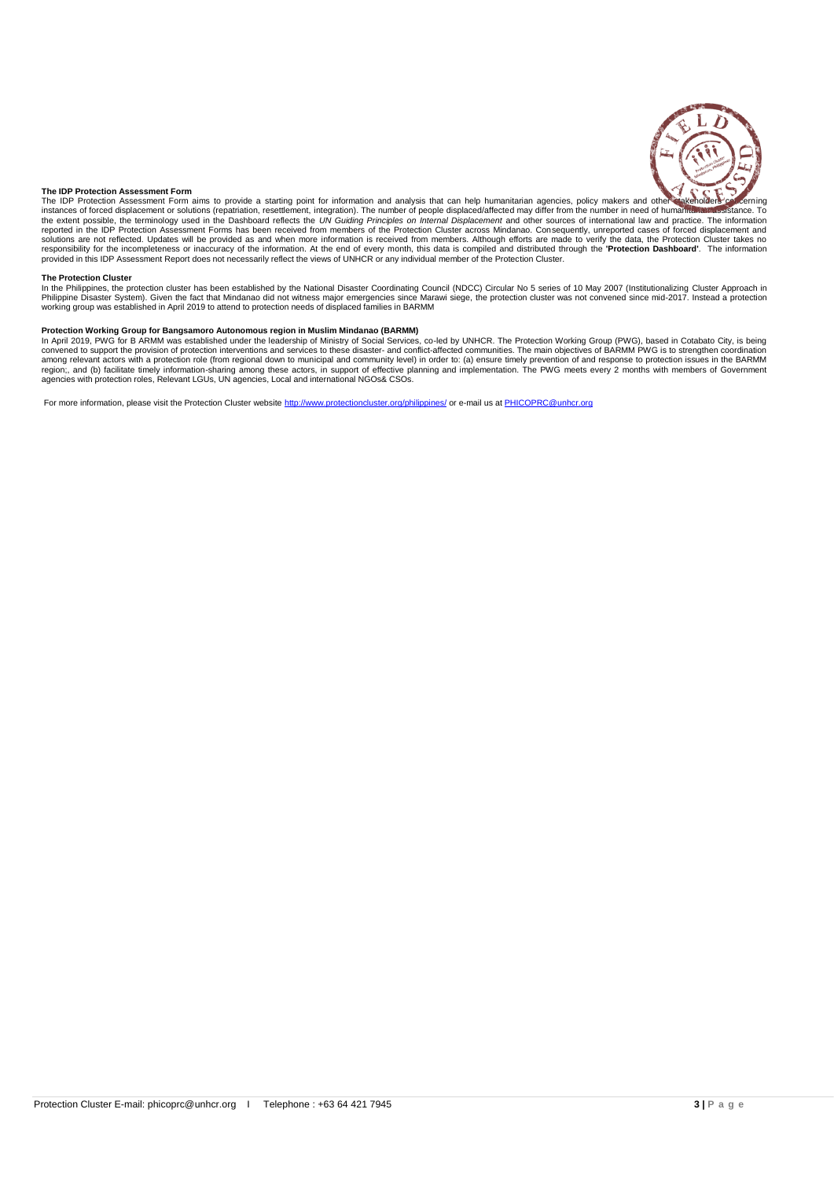### The IDP Protection Assessment Form

The IDP Protection Assessment Form aims to provide a starting point for information and analysis that can help humanitarian agencies, policy makers and other stakeholders concerning instances of forced displacement or solutions (repatriation, resettlement, integration). The number of people displaced/affected may differ from the number in need of humanitarian assistance. To the extent possible, the terminology used in the Dashboard reflects the *UN Guiding Principles on Internal Displacement* and other sources of international law and practice. The information reported in the IDP Protection Assessment Forms has been received from members of the Protection Cluster across Mindanao. Consequently, unreported cases of forced displacement and solutions are not reflected. Updates will be provided as and when more information is received from members. Although efforts are made to verify the data, the Protection Cluster takes no responsibility for the incompleteness or inaccuracy of the information. At the end of every month, this data is compiled and distributed through the **'Protection Dashboard'**. The information provided in this IDP Assessment Report does not necessarily reflect the views of UNHCR or any individual member of the Protection Cluster.

### The Protection Cluster

In the Philippines, the protection cluster has been established by the National Disaster Coordinating Council (NDCC) Circular No 5 series of 10 May 2007 (Institutionalizing Cluster Approach in Philippine Disaster System). Given the fact that Mindanao did not witness major emergencies since Marawi siege, the protection cluster was not convened since mid-2017. Instead a protection working group was established in April 2019 to attend to protection needs of displaced families in BARMM

### Protection Working Group for Bangsamoro Autonomous region in Muslim Mindanao (BARMM)

In April 2019, PWG for B ARMM was established under the leadership of Ministry of Social Services, co-led by UNHCR. The Protection Working Group (PWG), based in Cotabato City, is being convened to support the provision of protection interventions and services to these disaster- and conflict-affected communities. The main objectives of BARMM PWG is to strengthen coordination among relevant actors with a protection role (from regional down to municipal and community level) in order to: (a) ensure timely prevention of and response to protection issues in the BARMM region;, and (b) facilitate timely information-sharing among these actors, in support of effective planning and implementation. The PWG meets every 2 months with members of Government agencies with protection roles, Relevant LGUs, UN agencies, Local and international NGOs& CSOs.

For more information, please visit the Protection Cluster website http://www.protectioncluster.org/philippines/ or e-mail us at PHICOPRC@unhcr.org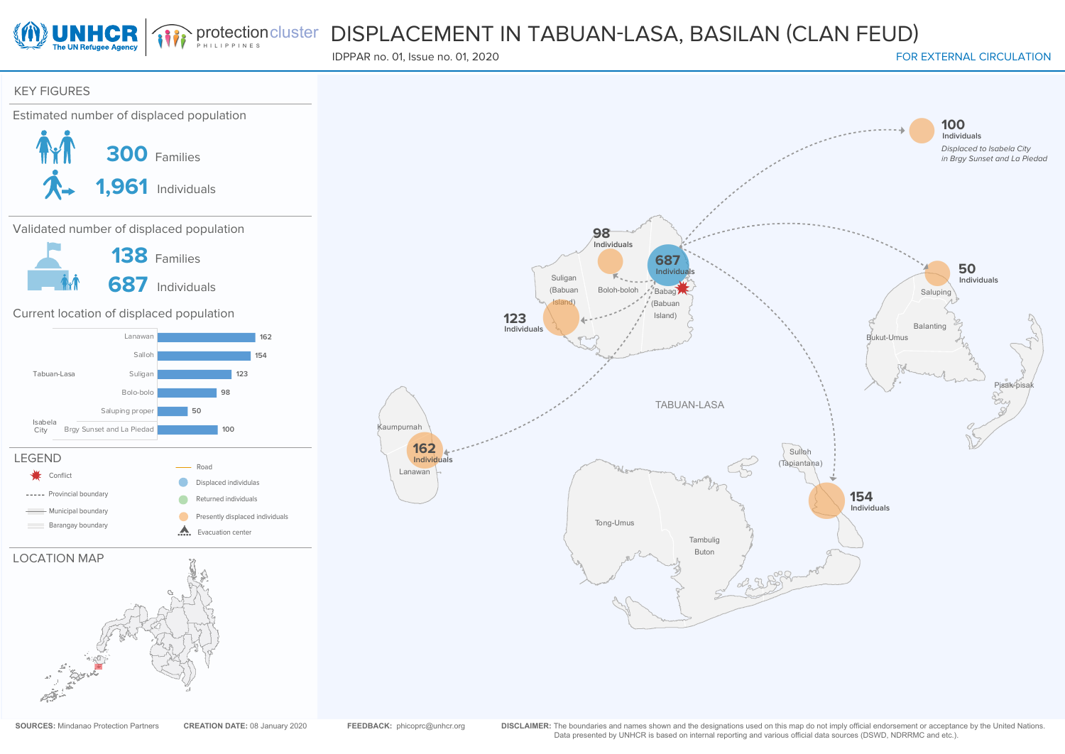# DISPLACEMENT IN TABUAN-LASA, BASILAN (CLAN FEUD)

IDPPAR no. 01, Issue no. 01, 2020

FOR EXTERNAL CIRCULATION

## KEY FIGURES

### Estimated number of displaced population

**300** Families

**1,961** Individuals

### Validated number of displaced population

**138** Families

**687** Individuals

### Current location of displaced population

Tabuan-Lasa
Lanawan 162
Salloh 154
Suligan 123
Bolo-bolo 98
Saluping proper 50

Isabela City
Brgy Sunset and La Piedad 100

## LEGEND

- Conflict
- Provincial boundary
- Municipal boundary
- Barangay boundary
- Road
- Displaced individuals
- Returned individuals
- Presently displaced individuals
- Evacuation center

## LOCATION MAP

TABUAN-LASA

100 Individuals
*Displaced to Isabela City in Brgy Sunset and La Piedad*

98 Individuals

687 Individuals

50 Individuals

123 Individuals

162 Individuals

154 Individuals

Suligan (Babuan Island)
Boloh-boloh
Babag (Babuan Island)
Saluping
Balanting
Bukut-Umus
Pisak-pisak
Kaumpurnah
Lanawan
Sulloh (Tapiantana)
Tong-Umus
Tambulig Buton

**SOURCES:** Mindanao Protection Partners **CREATION DATE:** 08 January 2020 **FEEDBACK:** phicoprc@unhcr.org **DISCLAIMER:** The boundaries and names shown and the designations used on this map do not imply official endorsement or acceptance by the United Nations. Data presented by UNHCR is based on internal reporting and various official data sources (DSWD, NDRRMC and etc.).